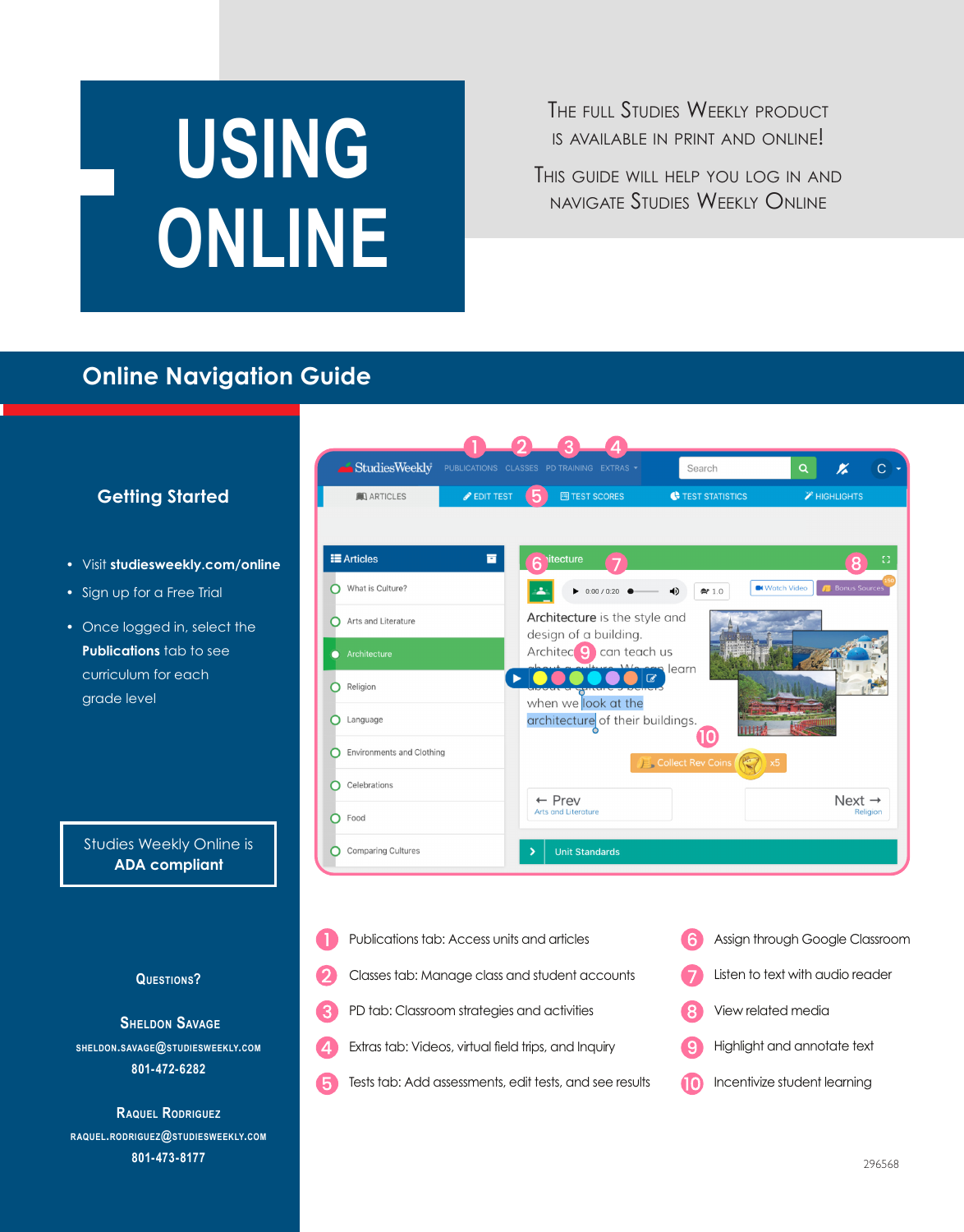# USING ONLINE

The full Studies Weekly product is available in print and online!

This guide will help you log in and navigate Studies Weekly Online

## Online Navigation Guide

### Getting Started

- Visit **studiesweekly.com/online**
- Sign up for a Free Trial
- Once logged in, select the **Publications** tab to see curriculum for each grade level

Studies Weekly Online is **ADA compliant**

1. Publications tab: Access units and articles
2. Classes tab: Manage class and student accounts
3. PD tab: Classroom strategies and activities
4. Extras tab: Videos, virtual field trips, and Inquiry
5. Tests tab: Add assessments, edit tests, and see results
6. Assign through Google Classroom
7. Listen to text with audio reader
8. View related media
9. Highlight and annotate text
10. Incentivize student learning

**Questions?**

**Sheldon Savage**
SHELDON.SAVAGE@STUDIESWEEKLY.COM
801-472-6282

**Raquel Rodriguez**
RAQUEL.RODRIGUEZ@STUDIESWEEKLY.COM
801-473-8177

296568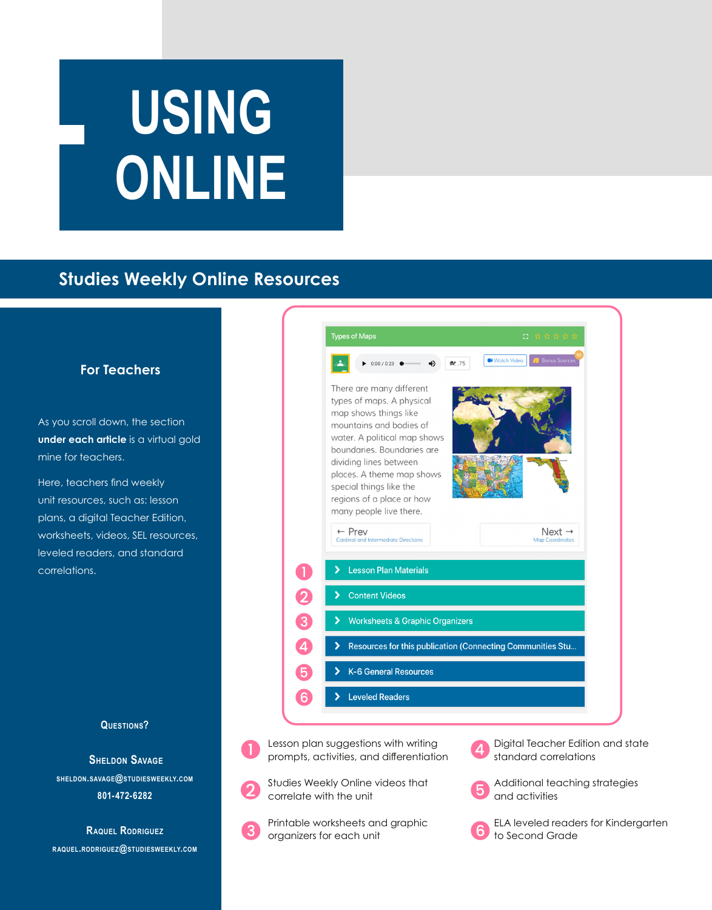# USING ONLINE

## Studies Weekly Online Resources

### For Teachers

As you scroll down, the section **under each article** is a virtual gold mine for teachers.

Here, teachers find weekly unit resources, such as: lesson plans, a digital Teacher Edition, worksheets, videos, SEL resources, leveled readers, and standard correlations.

Types of Maps

0:00 / 0:23

.75

Watch Video

Bonus Sources

There are many different types of maps. A physical map shows things like mountains and bodies of water. A political map shows boundaries. Boundaries are dividing lines between places. A theme map shows special things like the regions of a place or how many people live there.

← Prev
Cardinal and Intermediate Directions

Next →
Map Coordinates

1. Lesson Plan Materials
2. Content Videos
3. Worksheets & Graphic Organizers
4. Resources for this publication (Connecting Communities Stu...
5. K-6 General Resources
6. Leveled Readers

1. Lesson plan suggestions with writing prompts, activities, and differentiation
2. Studies Weekly Online videos that correlate with the unit
3. Printable worksheets and graphic organizers for each unit
4. Digital Teacher Edition and state standard correlations
5. Additional teaching strategies and activities
6. ELA leveled readers for Kindergarten to Second Grade

**Questions?**

**Sheldon Savage**
sheldon.savage@studiesweekly.com
801-472-6282

**Raquel Rodriguez**
raquel.rodriguez@studiesweekly.com